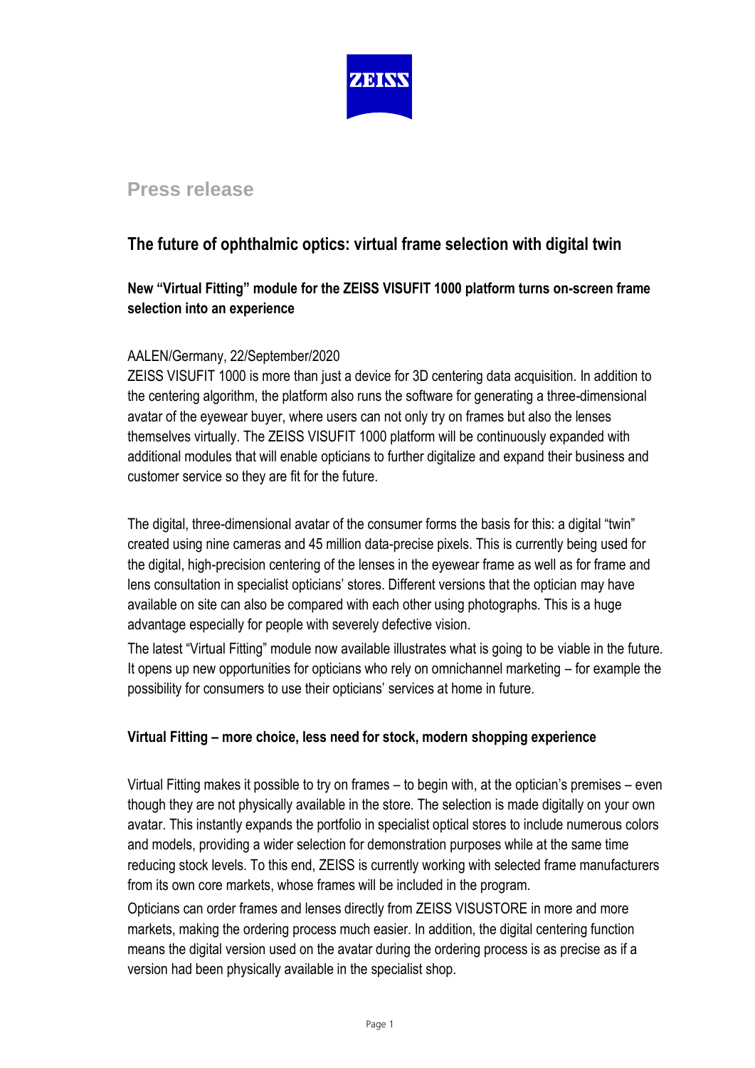**Press release**

# The future of ophthalmic optics: virtual frame selection with digital twin

## New "Virtual Fitting" module for the ZEISS VISUFIT 1000 platform turns on-screen frame selection into an experience

AALEN/Germany, 22/September/2020

ZEISS VISUFIT 1000 is more than just a device for 3D centering data acquisition. In addition to the centering algorithm, the platform also runs the software for generating a three-dimensional avatar of the eyewear buyer, where users can not only try on frames but also the lenses themselves virtually. The ZEISS VISUFIT 1000 platform will be continuously expanded with additional modules that will enable opticians to further digitalize and expand their business and customer service so they are fit for the future.

The digital, three-dimensional avatar of the consumer forms the basis for this: a digital "twin" created using nine cameras and 45 million data-precise pixels. This is currently being used for the digital, high-precision centering of the lenses in the eyewear frame as well as for frame and lens consultation in specialist opticians' stores. Different versions that the optician may have available on site can also be compared with each other using photographs. This is a huge advantage especially for people with severely defective vision.

The latest "Virtual Fitting" module now available illustrates what is going to be viable in the future. It opens up new opportunities for opticians who rely on omnichannel marketing – for example the possibility for consumers to use their opticians' services at home in future.

### Virtual Fitting – more choice, less need for stock, modern shopping experience

Virtual Fitting makes it possible to try on frames – to begin with, at the optician's premises – even though they are not physically available in the store. The selection is made digitally on your own avatar. This instantly expands the portfolio in specialist optical stores to include numerous colors and models, providing a wider selection for demonstration purposes while at the same time reducing stock levels. To this end, ZEISS is currently working with selected frame manufacturers from its own core markets, whose frames will be included in the program.

Opticians can order frames and lenses directly from ZEISS VISUSTORE in more and more markets, making the ordering process much easier. In addition, the digital centering function means the digital version used on the avatar during the ordering process is as precise as if a version had been physically available in the specialist shop.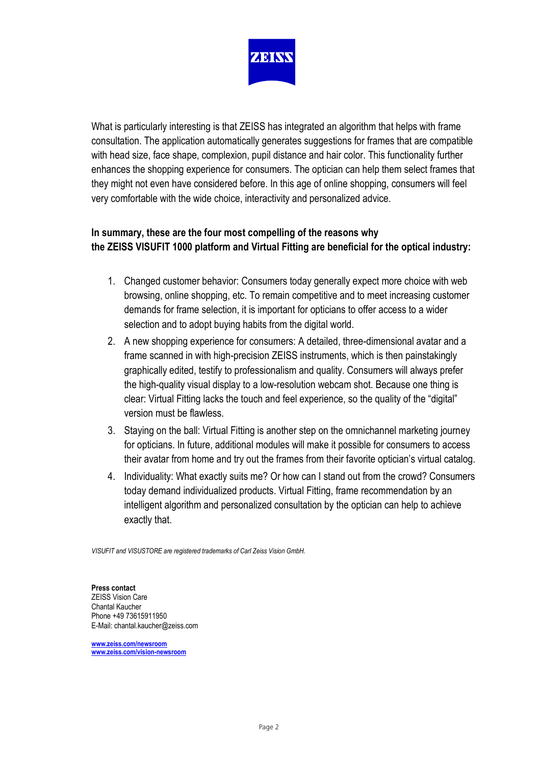What is particularly interesting is that ZEISS has integrated an algorithm that helps with frame consultation. The application automatically generates suggestions for frames that are compatible with head size, face shape, complexion, pupil distance and hair color. This functionality further enhances the shopping experience for consumers. The optician can help them select frames that they might not even have considered before. In this age of online shopping, consumers will feel very comfortable with the wide choice, interactivity and personalized advice.

**In summary, these are the four most compelling of the reasons why the ZEISS VISUFIT 1000 platform and Virtual Fitting are beneficial for the optical industry:**

1. Changed customer behavior: Consumers today generally expect more choice with web browsing, online shopping, etc. To remain competitive and to meet increasing customer demands for frame selection, it is important for opticians to offer access to a wider selection and to adopt buying habits from the digital world.
2. A new shopping experience for consumers: A detailed, three-dimensional avatar and a frame scanned in with high-precision ZEISS instruments, which is then painstakingly graphically edited, testify to professionalism and quality. Consumers will always prefer the high-quality visual display to a low-resolution webcam shot. Because one thing is clear: Virtual Fitting lacks the touch and feel experience, so the quality of the "digital" version must be flawless.
3. Staying on the ball: Virtual Fitting is another step on the omnichannel marketing journey for opticians. In future, additional modules will make it possible for consumers to access their avatar from home and try out the frames from their favorite optician's virtual catalog.
4. Individuality: What exactly suits me? Or how can I stand out from the crowd? Consumers today demand individualized products. Virtual Fitting, frame recommendation by an intelligent algorithm and personalized consultation by the optician can help to achieve exactly that.

*VISUFIT and VISUSTORE are registered trademarks of Carl Zeiss Vision GmbH.*

**Press contact**
ZEISS Vision Care
Chantal Kaucher
Phone +49 73615911950
E-Mail: chantal.kaucher@zeiss.com

**www.zeiss.com/newsroom**
**www.zeiss.com/vision-newsroom**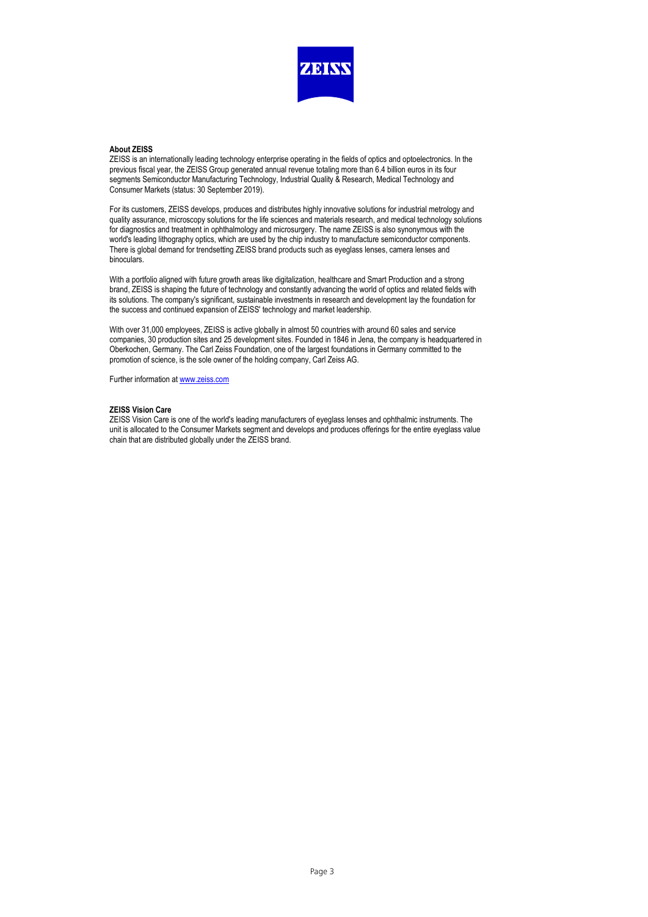**About ZEISS**

ZEISS is an internationally leading technology enterprise operating in the fields of optics and optoelectronics. In the previous fiscal year, the ZEISS Group generated annual revenue totaling more than 6.4 billion euros in its four segments Semiconductor Manufacturing Technology, Industrial Quality & Research, Medical Technology and Consumer Markets (status: 30 September 2019).

For its customers, ZEISS develops, produces and distributes highly innovative solutions for industrial metrology and quality assurance, microscopy solutions for the life sciences and materials research, and medical technology solutions for diagnostics and treatment in ophthalmology and microsurgery. The name ZEISS is also synonymous with the world's leading lithography optics, which are used by the chip industry to manufacture semiconductor components. There is global demand for trendsetting ZEISS brand products such as eyeglass lenses, camera lenses and binoculars.

With a portfolio aligned with future growth areas like digitalization, healthcare and Smart Production and a strong brand, ZEISS is shaping the future of technology and constantly advancing the world of optics and related fields with its solutions. The company's significant, sustainable investments in research and development lay the foundation for the success and continued expansion of ZEISS' technology and market leadership.

With over 31,000 employees, ZEISS is active globally in almost 50 countries with around 60 sales and service companies, 30 production sites and 25 development sites. Founded in 1846 in Jena, the company is headquartered in Oberkochen, Germany. The Carl Zeiss Foundation, one of the largest foundations in Germany committed to the promotion of science, is the sole owner of the holding company, Carl Zeiss AG.

Further information at www.zeiss.com

**ZEISS Vision Care**

ZEISS Vision Care is one of the world's leading manufacturers of eyeglass lenses and ophthalmic instruments. The unit is allocated to the Consumer Markets segment and develops and produces offerings for the entire eyeglass value chain that are distributed globally under the ZEISS brand.